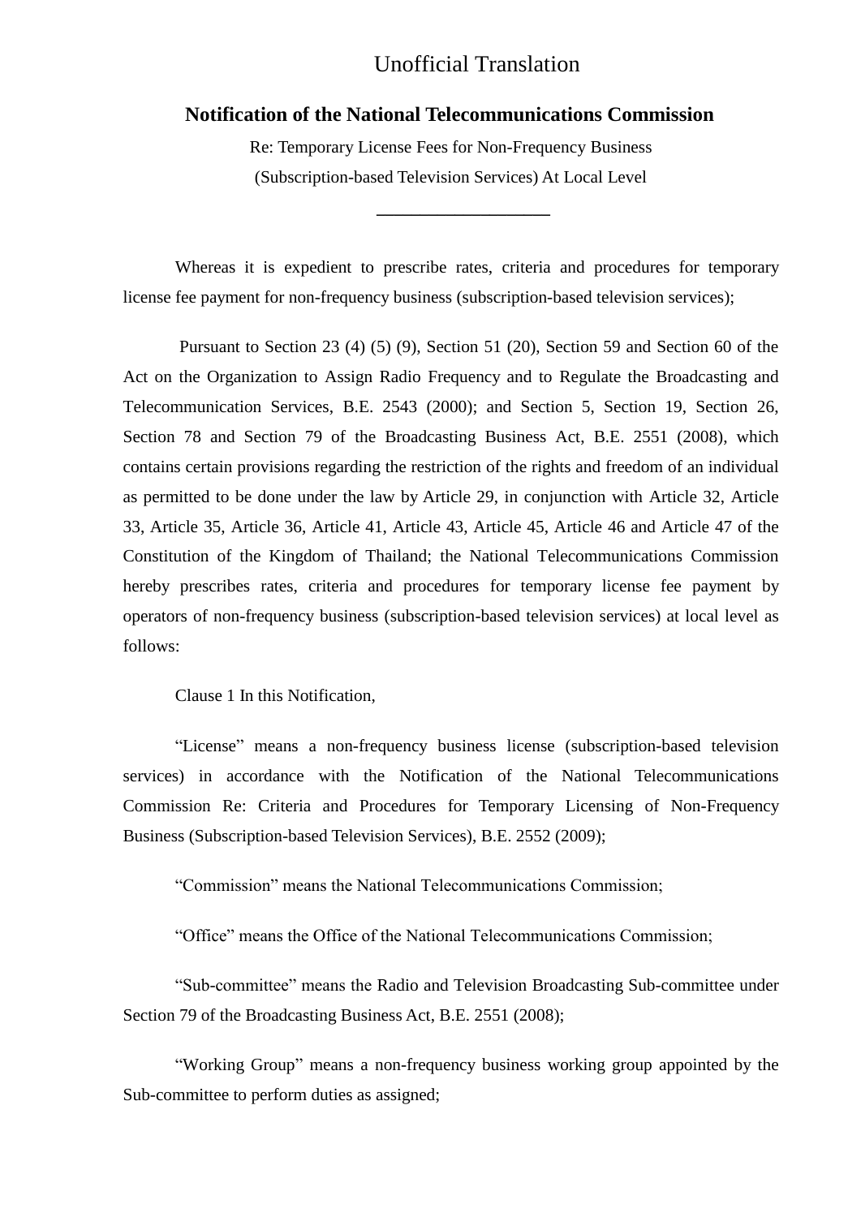Unofficial Translation

# Notification of the National Telecommunications Commission

Re: Temporary License Fees for Non-Frequency Business

(Subscription-based Television Services) At Local Level

---

Whereas it is expedient to prescribe rates, criteria and procedures for temporary license fee payment for non-frequency business (subscription-based television services);

Pursuant to Section 23 (4) (5) (9), Section 51 (20), Section 59 and Section 60 of the Act on the Organization to Assign Radio Frequency and to Regulate the Broadcasting and Telecommunication Services, B.E. 2543 (2000); and Section 5, Section 19, Section 26, Section 78 and Section 79 of the Broadcasting Business Act, B.E. 2551 (2008), which contains certain provisions regarding the restriction of the rights and freedom of an individual as permitted to be done under the law by Article 29, in conjunction with Article 32, Article 33, Article 35, Article 36, Article 41, Article 43, Article 45, Article 46 and Article 47 of the Constitution of the Kingdom of Thailand; the National Telecommunications Commission hereby prescribes rates, criteria and procedures for temporary license fee payment by operators of non-frequency business (subscription-based television services) at local level as follows:

Clause 1 In this Notification,

"License" means a non-frequency business license (subscription-based television services) in accordance with the Notification of the National Telecommunications Commission Re: Criteria and Procedures for Temporary Licensing of Non-Frequency Business (Subscription-based Television Services), B.E. 2552 (2009);

"Commission" means the National Telecommunications Commission;

"Office" means the Office of the National Telecommunications Commission;

"Sub-committee" means the Radio and Television Broadcasting Sub-committee under Section 79 of the Broadcasting Business Act, B.E. 2551 (2008);

"Working Group" means a non-frequency business working group appointed by the Sub-committee to perform duties as assigned;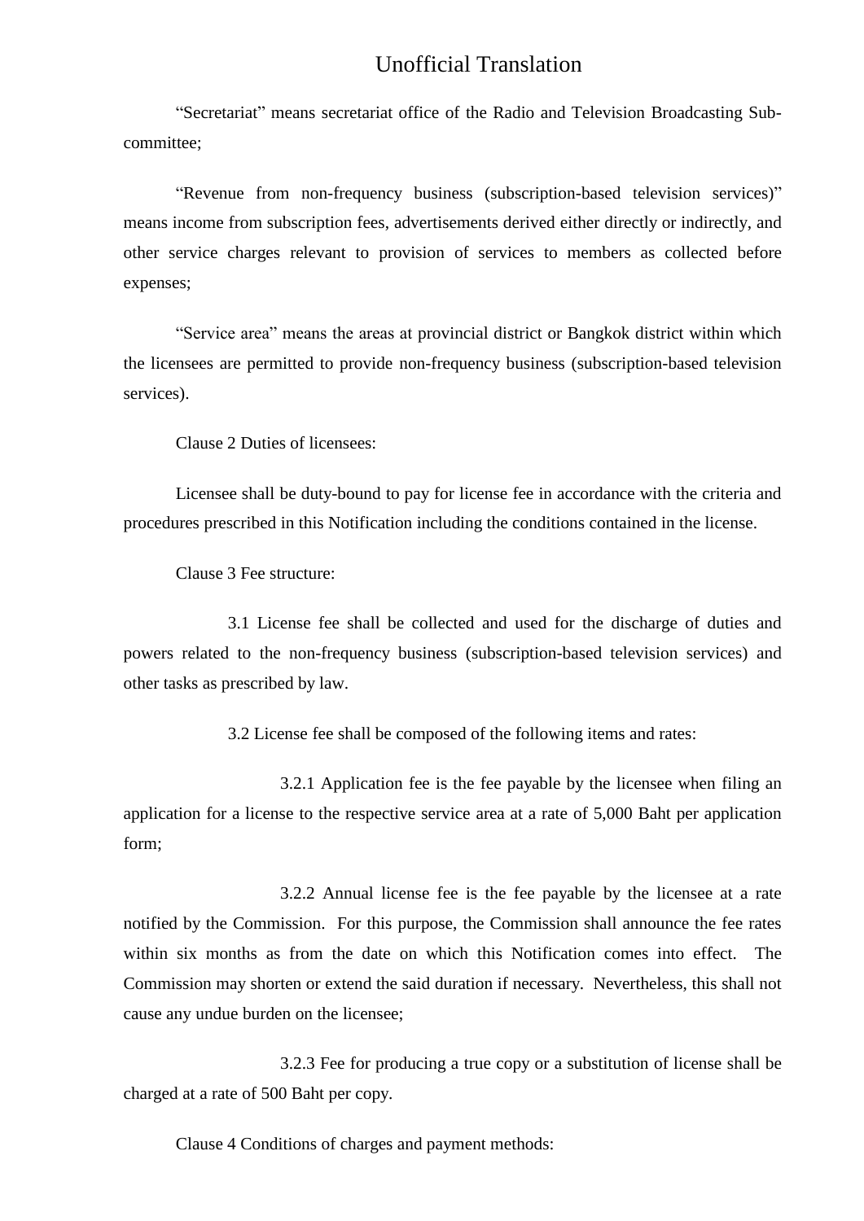“Secretariat” means secretariat office of the Radio and Television Broadcasting Sub-committee;

“Revenue from non-frequency business (subscription-based television services)” means income from subscription fees, advertisements derived either directly or indirectly, and other service charges relevant to provision of services to members as collected before expenses;

“Service area” means the areas at provincial district or Bangkok district within which the licensees are permitted to provide non-frequency business (subscription-based television services).

Clause 2 Duties of licensees:

Licensee shall be duty-bound to pay for license fee in accordance with the criteria and procedures prescribed in this Notification including the conditions contained in the license.

Clause 3 Fee structure:

3.1 License fee shall be collected and used for the discharge of duties and powers related to the non-frequency business (subscription-based television services) and other tasks as prescribed by law.

3.2 License fee shall be composed of the following items and rates:

3.2.1 Application fee is the fee payable by the licensee when filing an application for a license to the respective service area at a rate of 5,000 Baht per application form;

3.2.2 Annual license fee is the fee payable by the licensee at a rate notified by the Commission. For this purpose, the Commission shall announce the fee rates within six months as from the date on which this Notification comes into effect. The Commission may shorten or extend the said duration if necessary. Nevertheless, this shall not cause any undue burden on the licensee;

3.2.3 Fee for producing a true copy or a substitution of license shall be charged at a rate of 500 Baht per copy.

Clause 4 Conditions of charges and payment methods: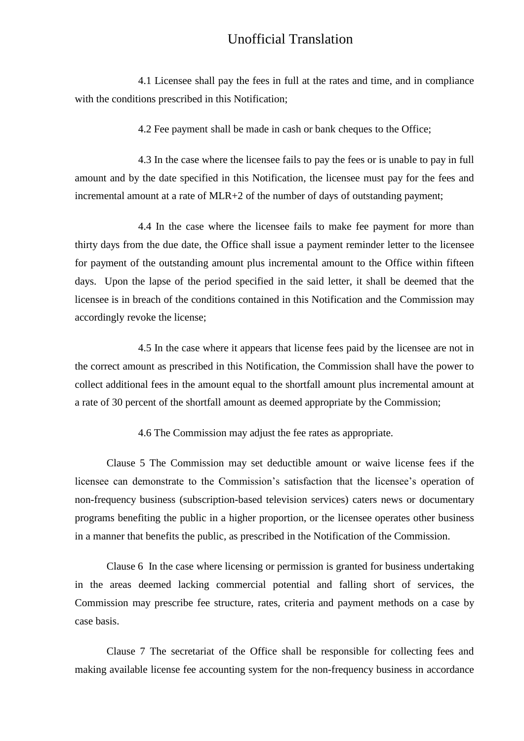4.1 Licensee shall pay the fees in full at the rates and time, and in compliance with the conditions prescribed in this Notification;

4.2 Fee payment shall be made in cash or bank cheques to the Office;

4.3 In the case where the licensee fails to pay the fees or is unable to pay in full amount and by the date specified in this Notification, the licensee must pay for the fees and incremental amount at a rate of MLR+2 of the number of days of outstanding payment;

4.4 In the case where the licensee fails to make fee payment for more than thirty days from the due date, the Office shall issue a payment reminder letter to the licensee for payment of the outstanding amount plus incremental amount to the Office within fifteen days. Upon the lapse of the period specified in the said letter, it shall be deemed that the licensee is in breach of the conditions contained in this Notification and the Commission may accordingly revoke the license;

4.5 In the case where it appears that license fees paid by the licensee are not in the correct amount as prescribed in this Notification, the Commission shall have the power to collect additional fees in the amount equal to the shortfall amount plus incremental amount at a rate of 30 percent of the shortfall amount as deemed appropriate by the Commission;

4.6 The Commission may adjust the fee rates as appropriate.

Clause 5 The Commission may set deductible amount or waive license fees if the licensee can demonstrate to the Commission's satisfaction that the licensee's operation of non-frequency business (subscription-based television services) caters news or documentary programs benefiting the public in a higher proportion, or the licensee operates other business in a manner that benefits the public, as prescribed in the Notification of the Commission.

Clause 6 In the case where licensing or permission is granted for business undertaking in the areas deemed lacking commercial potential and falling short of services, the Commission may prescribe fee structure, rates, criteria and payment methods on a case by case basis.

Clause 7 The secretariat of the Office shall be responsible for collecting fees and making available license fee accounting system for the non-frequency business in accordance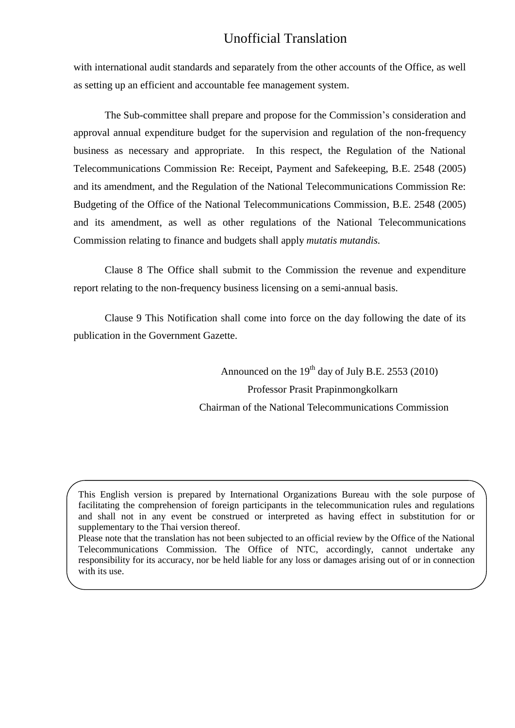with international audit standards and separately from the other accounts of the Office, as well as setting up an efficient and accountable fee management system.

The Sub-committee shall prepare and propose for the Commission's consideration and approval annual expenditure budget for the supervision and regulation of the non-frequency business as necessary and appropriate. In this respect, the Regulation of the National Telecommunications Commission Re: Receipt, Payment and Safekeeping, B.E. 2548 (2005) and its amendment, and the Regulation of the National Telecommunications Commission Re: Budgeting of the Office of the National Telecommunications Commission, B.E. 2548 (2005) and its amendment, as well as other regulations of the National Telecommunications Commission relating to finance and budgets shall apply *mutatis mutandis*.

Clause 8 The Office shall submit to the Commission the revenue and expenditure report relating to the non-frequency business licensing on a semi-annual basis.

Clause 9 This Notification shall come into force on the day following the date of its publication in the Government Gazette.

Announced on the 19th day of July B.E. 2553 (2010)

Professor Prasit Prapinmongkolkarn

Chairman of the National Telecommunications Commission

This English version is prepared by International Organizations Bureau with the sole purpose of facilitating the comprehension of foreign participants in the telecommunication rules and regulations and shall not in any event be construed or interpreted as having effect in substitution for or supplementary to the Thai version thereof.
Please note that the translation has not been subjected to an official review by the Office of the National Telecommunications Commission. The Office of NTC, accordingly, cannot undertake any responsibility for its accuracy, nor be held liable for any loss or damages arising out of or in connection with its use.